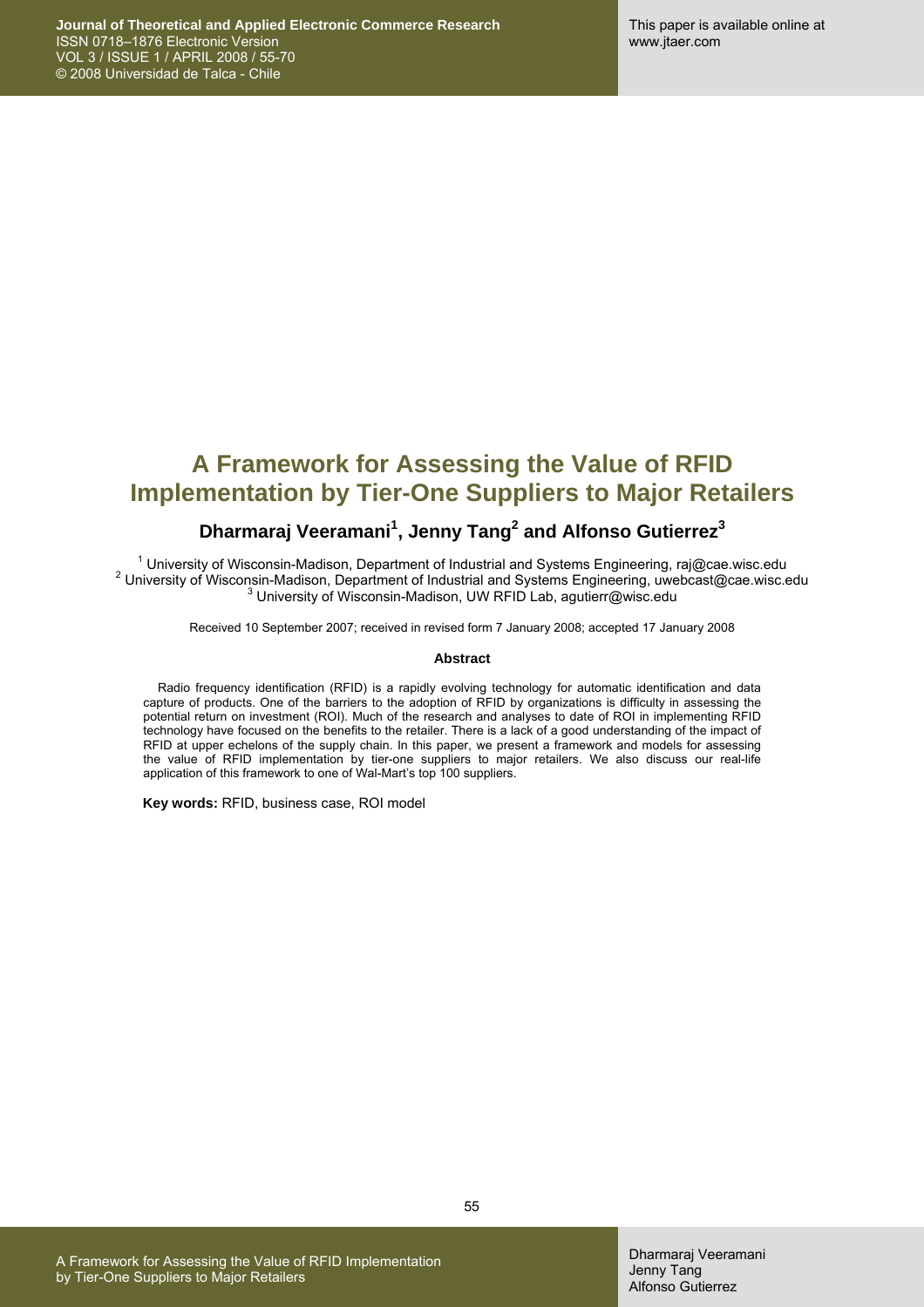# A Framework for Assessing the Value of RFID Implementation by Tier-One Suppliers to Major Retailers

**Dharmaraj Veeramani[1], Jenny Tang[2] and Alfonso Gutierrez[3]**

[1] University of Wisconsin-Madison, Department of Industrial and Systems Engineering, raj@cae.wisc.edu
[2] University of Wisconsin-Madison, Department of Industrial and Systems Engineering, uwebcast@cae.wisc.edu
[3] University of Wisconsin-Madison, UW RFID Lab, agutierr@wisc.edu

Received 10 September 2007; received in revised form 7 January 2008; accepted 17 January 2008

### Abstract

Radio frequency identification (RFID) is a rapidly evolving technology for automatic identification and data capture of products. One of the barriers to the adoption of RFID by organizations is difficulty in assessing the potential return on investment (ROI). Much of the research and analyses to date of ROI in implementing RFID technology have focused on the benefits to the retailer. There is a lack of a good understanding of the impact of RFID at upper echelons of the supply chain. In this paper, we present a framework and models for assessing the value of RFID implementation by tier-one suppliers to major retailers. We also discuss our real-life application of this framework to one of Wal-Mart's top 100 suppliers.

**Key words:** RFID, business case, ROI model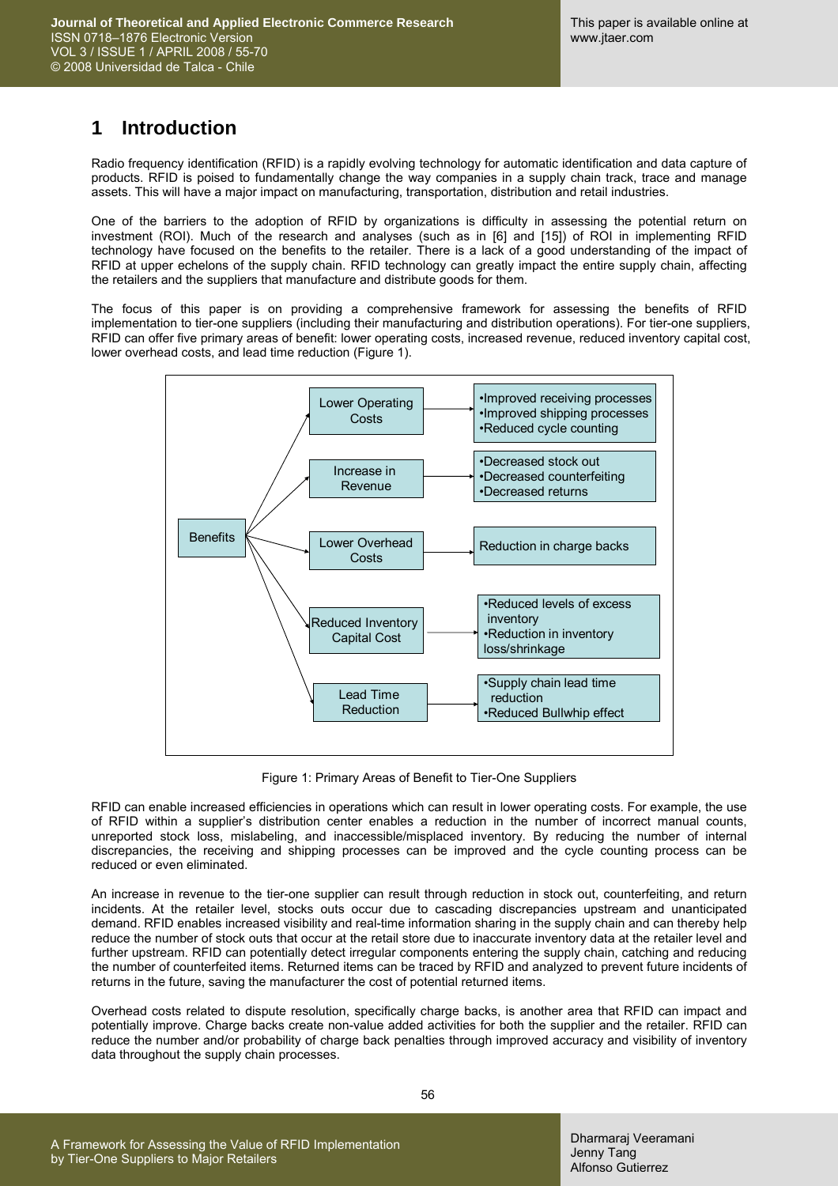# 1 Introduction

Radio frequency identification (RFID) is a rapidly evolving technology for automatic identification and data capture of products. RFID is poised to fundamentally change the way companies in a supply chain track, trace and manage assets. This will have a major impact on manufacturing, transportation, distribution and retail industries.

One of the barriers to the adoption of RFID by organizations is difficulty in assessing the potential return on investment (ROI). Much of the research and analyses (such as in [6] and [15]) of ROI in implementing RFID technology have focused on the benefits to the retailer. There is a lack of a good understanding of the impact of RFID at upper echelons of the supply chain. RFID technology can greatly impact the entire supply chain, affecting the retailers and the suppliers that manufacture and distribute goods for them.

The focus of this paper is on providing a comprehensive framework for assessing the benefits of RFID implementation to tier-one suppliers (including their manufacturing and distribution operations). For tier-one suppliers, RFID can offer five primary areas of benefit: lower operating costs, increased revenue, reduced inventory capital cost, lower overhead costs, and lead time reduction (Figure 1).

- Benefits
  - Lower Operating Costs
    - Improved receiving processes
    - Improved shipping processes
    - Reduced cycle counting
  - Increase in Revenue
    - Decreased stock out
    - Decreased counterfeiting
    - Decreased returns
  - Lower Overhead Costs
    - Reduction in charge backs
  - Reduced Inventory Capital Cost
    - Reduced levels of excess inventory
    - Reduction in inventory loss/shrinkage
  - Lead Time Reduction
    - Supply chain lead time reduction
    - Reduced Bullwhip effect

Figure 1: Primary Areas of Benefit to Tier-One Suppliers

RFID can enable increased efficiencies in operations which can result in lower operating costs. For example, the use of RFID within a supplier's distribution center enables a reduction in the number of incorrect manual counts, unreported stock loss, mislabeling, and inaccessible/misplaced inventory. By reducing the number of internal discrepancies, the receiving and shipping processes can be improved and the cycle counting process can be reduced or even eliminated.

An increase in revenue to the tier-one supplier can result through reduction in stock out, counterfeiting, and return incidents. At the retailer level, stocks outs occur due to cascading discrepancies upstream and unanticipated demand. RFID enables increased visibility and real-time information sharing in the supply chain and can thereby help reduce the number of stock outs that occur at the retail store due to inaccurate inventory data at the retailer level and further upstream. RFID can potentially detect irregular components entering the supply chain, catching and reducing the number of counterfeited items. Returned items can be traced by RFID and analyzed to prevent future incidents of returns in the future, saving the manufacturer the cost of potential returned items.

Overhead costs related to dispute resolution, specifically charge backs, is another area that RFID can impact and potentially improve. Charge backs create non-value added activities for both the supplier and the retailer. RFID can reduce the number and/or probability of charge back penalties through improved accuracy and visibility of inventory data throughout the supply chain processes.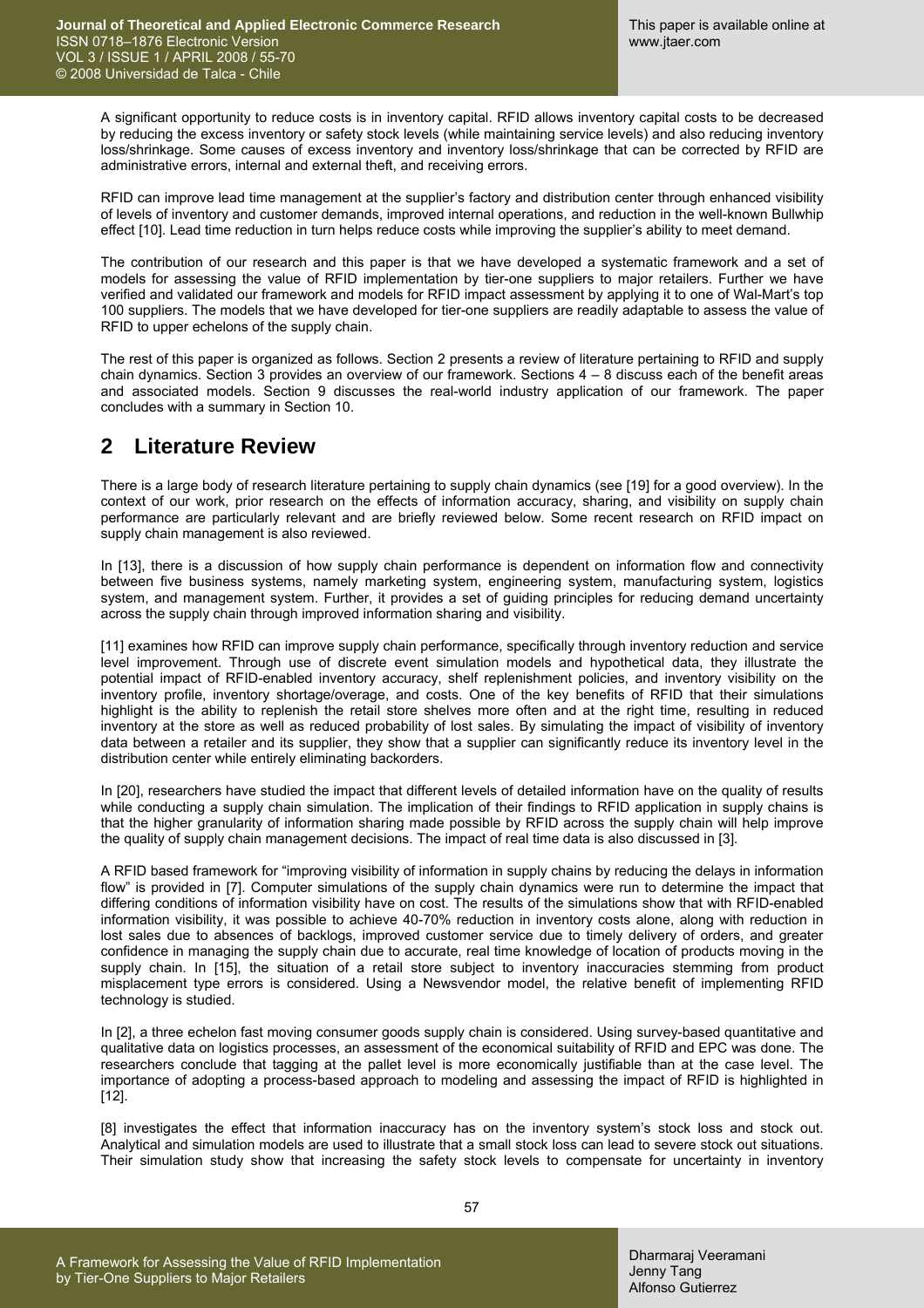A significant opportunity to reduce costs is in inventory capital. RFID allows inventory capital costs to be decreased by reducing the excess inventory or safety stock levels (while maintaining service levels) and also reducing inventory loss/shrinkage. Some causes of excess inventory and inventory loss/shrinkage that can be corrected by RFID are administrative errors, internal and external theft, and receiving errors.

RFID can improve lead time management at the supplier's factory and distribution center through enhanced visibility of levels of inventory and customer demands, improved internal operations, and reduction in the well-known Bullwhip effect [10]. Lead time reduction in turn helps reduce costs while improving the supplier's ability to meet demand.

The contribution of our research and this paper is that we have developed a systematic framework and a set of models for assessing the value of RFID implementation by tier-one suppliers to major retailers. Further we have verified and validated our framework and models for RFID impact assessment by applying it to one of Wal-Mart's top 100 suppliers. The models that we have developed for tier-one suppliers are readily adaptable to assess the value of RFID to upper echelons of the supply chain.

The rest of this paper is organized as follows. Section 2 presents a review of literature pertaining to RFID and supply chain dynamics. Section 3 provides an overview of our framework. Sections 4 – 8 discuss each of the benefit areas and associated models. Section 9 discusses the real-world industry application of our framework. The paper concludes with a summary in Section 10.

## 2 Literature Review

There is a large body of research literature pertaining to supply chain dynamics (see [19] for a good overview). In the context of our work, prior research on the effects of information accuracy, sharing, and visibility on supply chain performance are particularly relevant and are briefly reviewed below. Some recent research on RFID impact on supply chain management is also reviewed.

In [13], there is a discussion of how supply chain performance is dependent on information flow and connectivity between five business systems, namely marketing system, engineering system, manufacturing system, logistics system, and management system. Further, it provides a set of guiding principles for reducing demand uncertainty across the supply chain through improved information sharing and visibility.

[11] examines how RFID can improve supply chain performance, specifically through inventory reduction and service level improvement. Through use of discrete event simulation models and hypothetical data, they illustrate the potential impact of RFID-enabled inventory accuracy, shelf replenishment policies, and inventory visibility on the inventory profile, inventory shortage/overage, and costs. One of the key benefits of RFID that their simulations highlight is the ability to replenish the retail store shelves more often and at the right time, resulting in reduced inventory at the store as well as reduced probability of lost sales. By simulating the impact of visibility of inventory data between a retailer and its supplier, they show that a supplier can significantly reduce its inventory level in the distribution center while entirely eliminating backorders.

In [20], researchers have studied the impact that different levels of detailed information have on the quality of results while conducting a supply chain simulation. The implication of their findings to RFID application in supply chains is that the higher granularity of information sharing made possible by RFID across the supply chain will help improve the quality of supply chain management decisions. The impact of real time data is also discussed in [3].

A RFID based framework for "improving visibility of information in supply chains by reducing the delays in information flow" is provided in [7]. Computer simulations of the supply chain dynamics were run to determine the impact that differing conditions of information visibility have on cost. The results of the simulations show that with RFID-enabled information visibility, it was possible to achieve 40-70% reduction in inventory costs alone, along with reduction in lost sales due to absences of backlogs, improved customer service due to timely delivery of orders, and greater confidence in managing the supply chain due to accurate, real time knowledge of location of products moving in the supply chain. In [15], the situation of a retail store subject to inventory inaccuracies stemming from product misplacement type errors is considered. Using a Newsvendor model, the relative benefit of implementing RFID technology is studied.

In [2], a three echelon fast moving consumer goods supply chain is considered. Using survey-based quantitative and qualitative data on logistics processes, an assessment of the economical suitability of RFID and EPC was done. The researchers conclude that tagging at the pallet level is more economically justifiable than at the case level. The importance of adopting a process-based approach to modeling and assessing the impact of RFID is highlighted in [12].

[8] investigates the effect that information inaccuracy has on the inventory system's stock loss and stock out. Analytical and simulation models are used to illustrate that a small stock loss can lead to severe stock out situations. Their simulation study show that increasing the safety stock levels to compensate for uncertainty in inventory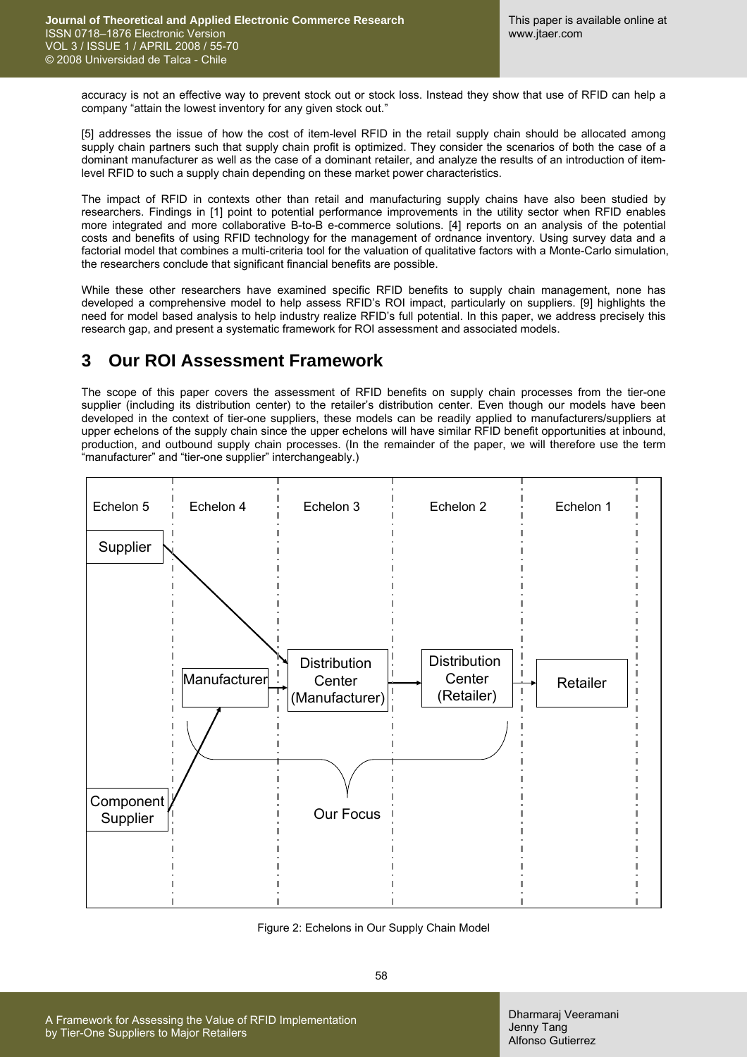accuracy is not an effective way to prevent stock out or stock loss. Instead they show that use of RFID can help a company "attain the lowest inventory for any given stock out."

[5] addresses the issue of how the cost of item-level RFID in the retail supply chain should be allocated among supply chain partners such that supply chain profit is optimized. They consider the scenarios of both the case of a dominant manufacturer as well as the case of a dominant retailer, and analyze the results of an introduction of item-level RFID to such a supply chain depending on these market power characteristics.

The impact of RFID in contexts other than retail and manufacturing supply chains have also been studied by researchers. Findings in [1] point to potential performance improvements in the utility sector when RFID enables more integrated and more collaborative B-to-B e-commerce solutions. [4] reports on an analysis of the potential costs and benefits of using RFID technology for the management of ordnance inventory. Using survey data and a factorial model that combines a multi-criteria tool for the valuation of qualitative factors with a Monte-Carlo simulation, the researchers conclude that significant financial benefits are possible.

While these other researchers have examined specific RFID benefits to supply chain management, none has developed a comprehensive model to help assess RFID's ROI impact, particularly on suppliers. [9] highlights the need for model based analysis to help industry realize RFID's full potential. In this paper, we address precisely this research gap, and present a systematic framework for ROI assessment and associated models.

## 3 Our ROI Assessment Framework

The scope of this paper covers the assessment of RFID benefits on supply chain processes from the tier-one supplier (including its distribution center) to the retailer's distribution center. Even though our models have been developed in the context of tier-one suppliers, these models can be readily applied to manufacturers/suppliers at upper echelons of the supply chain since the upper echelons will have similar RFID benefit opportunities at inbound, production, and outbound supply chain processes. (In the remainder of the paper, we will therefore use the term "manufacturer" and "tier-one supplier" interchangeably.)

| Echelon 5 | Echelon 4 | Echelon 3 | Echelon 2 | Echelon 1 |
| --- | --- | --- | --- | --- |
| Supplier | | | | |
| | Manufacturer | Distribution Center (Manufacturer) | Distribution Center (Retailer) | Retailer |
| Component Supplier | | Our Focus | | |

Figure 2: Echelons in Our Supply Chain Model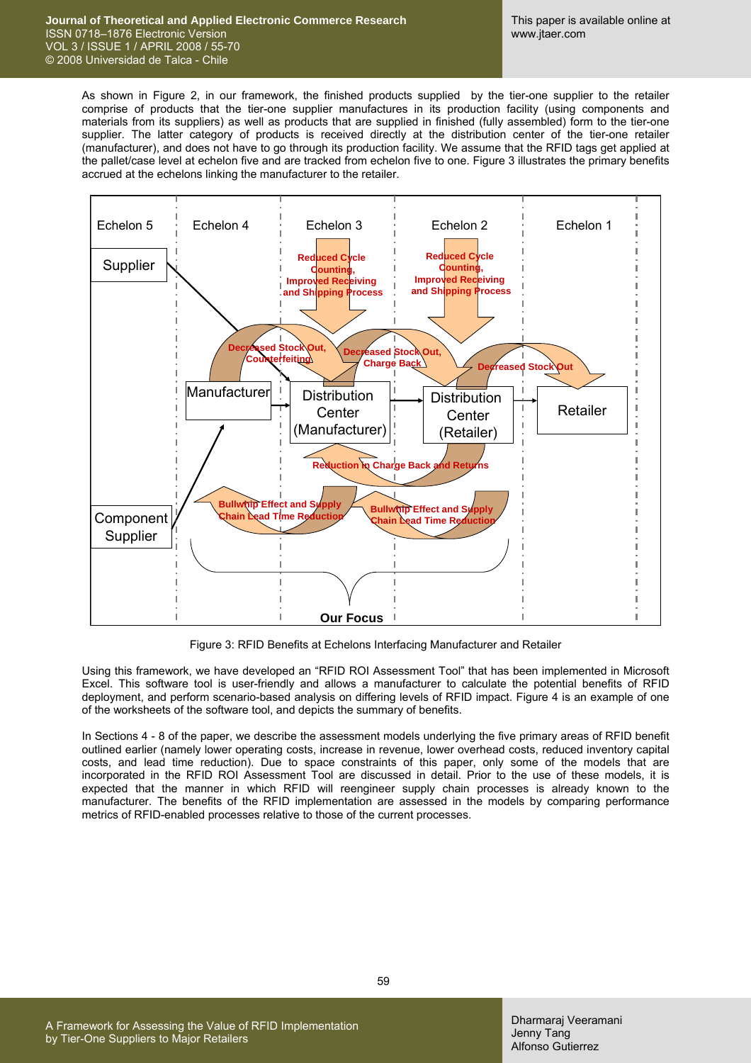As shown in Figure 2, in our framework, the finished products supplied by the tier-one supplier to the retailer comprise of products that the tier-one supplier manufactures in its production facility (using components and materials from its suppliers) as well as products that are supplied in finished (fully assembled) form to the tier-one supplier. The latter category of products is received directly at the distribution center of the tier-one retailer (manufacturer), and does not have to go through its production facility. We assume that the RFID tags get applied at the pallet/case level at echelon five and are tracked from echelon five to one. Figure 3 illustrates the primary benefits accrued at the echelons linking the manufacturer to the retailer.

Figure 3: RFID Benefits at Echelons Interfacing Manufacturer and Retailer

Using this framework, we have developed an "RFID ROI Assessment Tool" that has been implemented in Microsoft Excel. This software tool is user-friendly and allows a manufacturer to calculate the potential benefits of RFID deployment, and perform scenario-based analysis on differing levels of RFID impact. Figure 4 is an example of one of the worksheets of the software tool, and depicts the summary of benefits.

In Sections 4 - 8 of the paper, we describe the assessment models underlying the five primary areas of RFID benefit outlined earlier (namely lower operating costs, increase in revenue, lower overhead costs, reduced inventory capital costs, and lead time reduction). Due to space constraints of this paper, only some of the models that are incorporated in the RFID ROI Assessment Tool are discussed in detail. Prior to the use of these models, it is expected that the manner in which RFID will reengineer supply chain processes is already known to the manufacturer. The benefits of the RFID implementation are assessed in the models by comparing performance metrics of RFID-enabled processes relative to those of the current processes.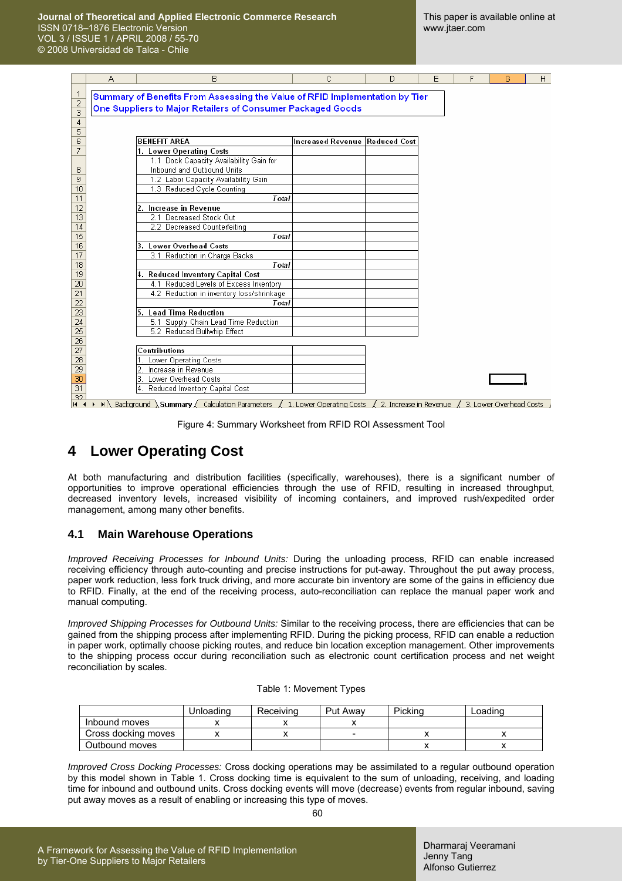| BENEFIT AREA | Increased Revenue | Reduced Cost |
|---|---|---|
| 1. Lower Operating Costs | | |
| 1.1 Dock Capacity Availability Gain for Inbound and Outbound Units | | |
| 1.2 Labor Capacity Availability Gain | | |
| 1.3 Reduced Cycle Counting | | |
| *Total* | | |
| 2. Increase in Revenue | | |
| 2.1 Decreased Stock Out | | |
| 2.2 Decreased Counterfeiting | | |
| *Total* | | |
| 3. Lower Overhead Costs | | |
| 3.1 Reduction in Charge Backs | | |
| *Total* | | |
| 4. Reduced Inventory Capital Cost | | |
| 4.1 Reduced Levels of Excess Inventory | | |
| 4.2 Reduction in inventory loss/shrinkage | | |
| *Total* | | |
| 5. Lead Time Reduction | | |
| 5.1 Supply Chain Lead Time Reduction | | |
| 5.2 Reduced Bullwhip Effect | | |

| Contributions | |
|---|---|
| 1. Lower Operating Costs | |
| 2. Increase in Revenue | |
| 3. Lower Overhead Costs | |
| 4. Reduced Inventory Capital Cost | |

Summary of Benefits From Assessing the Value of RFID Implementation by Tier One Suppliers to Major Retailers of Consumer Packaged Goods

Background | Summary | Calculation Parameters | 1. Lower Operating Costs | 2. Increase in Revenue | 3. Lower Overhead Costs

Figure 4: Summary Worksheet from RFID ROI Assessment Tool

# 4 Lower Operating Cost

At both manufacturing and distribution facilities (specifically, warehouses), there is a significant number of opportunities to improve operational efficiencies through the use of RFID, resulting in increased throughput, decreased inventory levels, increased visibility of incoming containers, and improved rush/expedited order management, among many other benefits.

## 4.1 Main Warehouse Operations

*Improved Receiving Processes for Inbound Units:* During the unloading process, RFID can enable increased receiving efficiency through auto-counting and precise instructions for put-away. Throughout the put away process, paper work reduction, less fork truck driving, and more accurate bin inventory are some of the gains in efficiency due to RFID. Finally, at the end of the receiving process, auto-reconciliation can replace the manual paper work and manual computing.

*Improved Shipping Processes for Outbound Units:* Similar to the receiving process, there are efficiencies that can be gained from the shipping process after implementing RFID. During the picking process, RFID can enable a reduction in paper work, optimally choose picking routes, and reduce bin location exception management. Other improvements to the shipping process occur during reconciliation such as electronic count certification process and net weight reconciliation by scales.

Table 1: Movement Types

| | Unloading | Receiving | Put Away | Picking | Loading |
|---|---|---|---|---|---|
| Inbound moves | x | x | x | | |
| Cross docking moves | x | x | - | x | x |
| Outbound moves | | | | x | x |

*Improved Cross Docking Processes:* Cross docking operations may be assimilated to a regular outbound operation by this model shown in Table 1. Cross docking time is equivalent to the sum of unloading, receiving, and loading time for inbound and outbound units. Cross docking events will move (decrease) events from regular inbound, saving put away moves as a result of enabling or increasing this type of moves.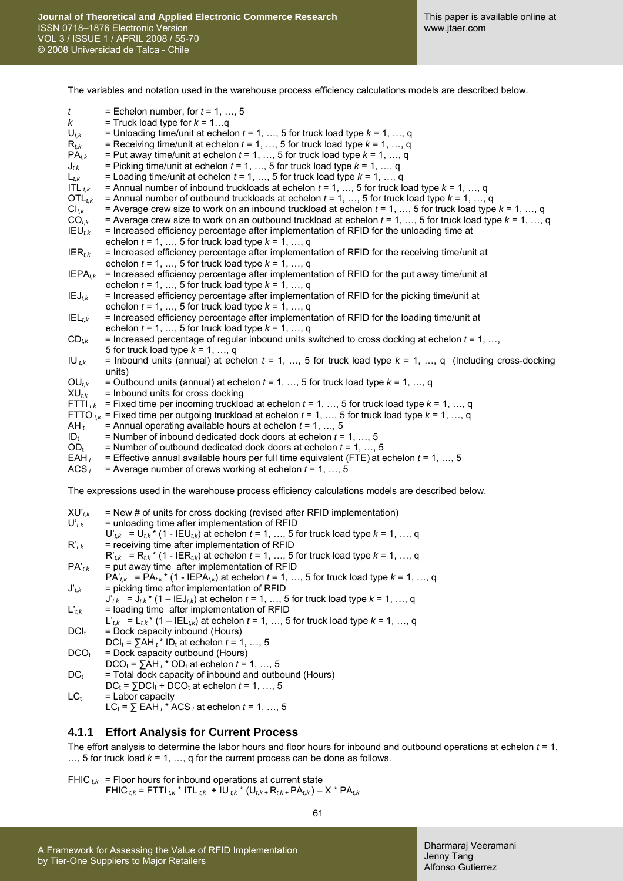The variables and notation used in the warehouse process efficiency calculations models are described below.

$t$ = Echelon number, for $t = 1, \ldots, 5$
$k$ = Truck load type for $k = 1 \ldots q$
$U_{t,k}$ = Unloading time/unit at echelon $t = 1, \ldots, 5$ for truck load type $k = 1, \ldots, q$
$R_{t,k}$ = Receiving time/unit at echelon $t = 1, \ldots, 5$ for truck load type $k = 1, \ldots, q$
$PA_{t,k}$ = Put away time/unit at echelon $t = 1, \ldots, 5$ for truck load type $k = 1, \ldots, q$
$J_{t,k}$ = Picking time/unit at echelon $t = 1, \ldots, 5$ for truck load type $k = 1, \ldots, q$
$L_{t,k}$ = Loading time/unit at echelon $t = 1, \ldots, 5$ for truck load type $k = 1, \ldots, q$
$ITL_{t,k}$ = Annual number of inbound truckloads at echelon $t = 1, \ldots, 5$ for truck load type $k = 1, \ldots, q$
$OTL_{t,k}$ = Annual number of outbound truckloads at echelon $t = 1, \ldots, 5$ for truck load type $k = 1, \ldots, q$
$CI_{t,k}$ = Average crew size to work on an inbound truckload at echelon $t = 1, \ldots, 5$ for truck load type $k = 1, \ldots, q$
$CO_{t,k}$ = Average crew size to work on an outbound truckload at echelon $t = 1, \ldots, 5$ for truck load type $k = 1, \ldots, q$
$IEU_{t,k}$ = Increased efficiency percentage after implementation of RFID for the unloading time at echelon $t = 1, \ldots, 5$ for truck load type $k = 1, \ldots, q$
$IER_{t,k}$ = Increased efficiency percentage after implementation of RFID for the receiving time/unit at echelon $t = 1, \ldots, 5$ for truck load type $k = 1, \ldots, q$
$IEPA_{t,k}$ = Increased efficiency percentage after implementation of RFID for the put away time/unit at echelon $t = 1, \ldots, 5$ for truck load type $k = 1, \ldots, q$
$IEJ_{t,k}$ = Increased efficiency percentage after implementation of RFID for the picking time/unit at echelon $t = 1, \ldots, 5$ for truck load type $k = 1, \ldots, q$
$IEL_{t,k}$ = Increased efficiency percentage after implementation of RFID for the loading time/unit at echelon $t = 1, \ldots, 5$ for truck load type $k = 1, \ldots, q$
$CD_{t,k}$ = Increased percentage of regular inbound units switched to cross docking at echelon $t = 1, \ldots, 5$ for truck load type $k = 1, \ldots, q$
$IU_{t,k}$ = Inbound units (annual) at echelon $t = 1, \ldots, 5$ for truck load type $k = 1, \ldots, q$ (Including cross-docking units)
$OU_{t,k}$ = Outbound units (annual) at echelon $t = 1, \ldots, 5$ for truck load type $k = 1, \ldots, q$
$XU_{t,k}$ = Inbound units for cross docking
$FTTI_{t,k}$ = Fixed time per incoming truckload at echelon $t = 1, \ldots, 5$ for truck load type $k = 1, \ldots, q$
$FTTO_{t,k}$ = Fixed time per outgoing truckload at echelon $t = 1, \ldots, 5$ for truck load type $k = 1, \ldots, q$
$AH_t$ = Annual operating available hours at echelon $t = 1, \ldots, 5$
$ID_t$ = Number of inbound dedicated dock doors at echelon $t = 1, \ldots, 5$
$OD_t$ = Number of outbound dedicated dock doors at echelon $t = 1, \ldots, 5$
$EAH_t$ = Effective annual available hours per full time equivalent (FTE) at echelon $t = 1, \ldots, 5$
$ACS_t$ = Average number of crews working at echelon $t = 1, \ldots, 5$

The expressions used in the warehouse process efficiency calculations models are described below.

$XU'_{t,k}$ = New # of units for cross docking (revised after RFID implementation)
$U'_{t,k}$ = unloading time after implementation of RFID
$U'_{t,k} = U_{t,k} * (1 - IEU_{t,k})$ at echelon $t = 1, \ldots, 5$ for truck load type $k = 1, \ldots, q$
$R'_{t,k}$ = receiving time after implementation of RFID
$R'_{t,k} = R_{t,k} * (1 - IER_{t,k})$ at echelon $t = 1, \ldots, 5$ for truck load type $k = 1, \ldots, q$
$PA'_{t,k}$ = put away time after implementation of RFID
$PA'_{t,k} = PA_{t,k} * (1 - IEPA_{t,k})$ at echelon $t = 1, \ldots, 5$ for truck load type $k = 1, \ldots, q$
$J'_{t,k}$ = picking time after implementation of RFID
$J'_{t,k} = J_{t,k} * (1 - IEJ_{t,k})$ at echelon $t = 1, \ldots, 5$ for truck load type $k = 1, \ldots, q$
$L'_{t,k}$ = loading time after implementation of RFID
$L'_{t,k} = L_{t,k} * (1 - IEL_{t,k})$ at echelon $t = 1, \ldots, 5$ for truck load type $k = 1, \ldots, q$
$DCI_t$ = Dock capacity inbound (Hours)
$DCI_t = \sum AH_t * ID_t$ at echelon $t = 1, \ldots, 5$
$DCO_t$ = Dock capacity outbound (Hours)
$DCO_t = \sum AH_t * OD_t$ at echelon $t = 1, \ldots, 5$
$DC_t$ = Total dock capacity of inbound and outbound (Hours)
$DC_t = \sum DCI_t + DCO_t$ at echelon $t = 1, \ldots, 5$
$LC_t$ = Labor capacity
$LC_t = \sum EAH_t * ACS_t$ at echelon $t = 1, \ldots, 5$

### 4.1.1 Effort Analysis for Current Process

The effort analysis to determine the labor hours and floor hours for inbound and outbound operations at echelon $t = 1, \ldots, 5$ for truck load $k = 1, \ldots, q$ for the current process can be done as follows.

$FHIC_{t,k}$ = Floor hours for inbound operations at current state
$FHIC_{t,k} = FTTI_{t,k} * ITL_{t,k} + IU_{t,k} * (U_{t,k} + R_{t,k} + PA_{t,k}) - X * PA_{t,k}$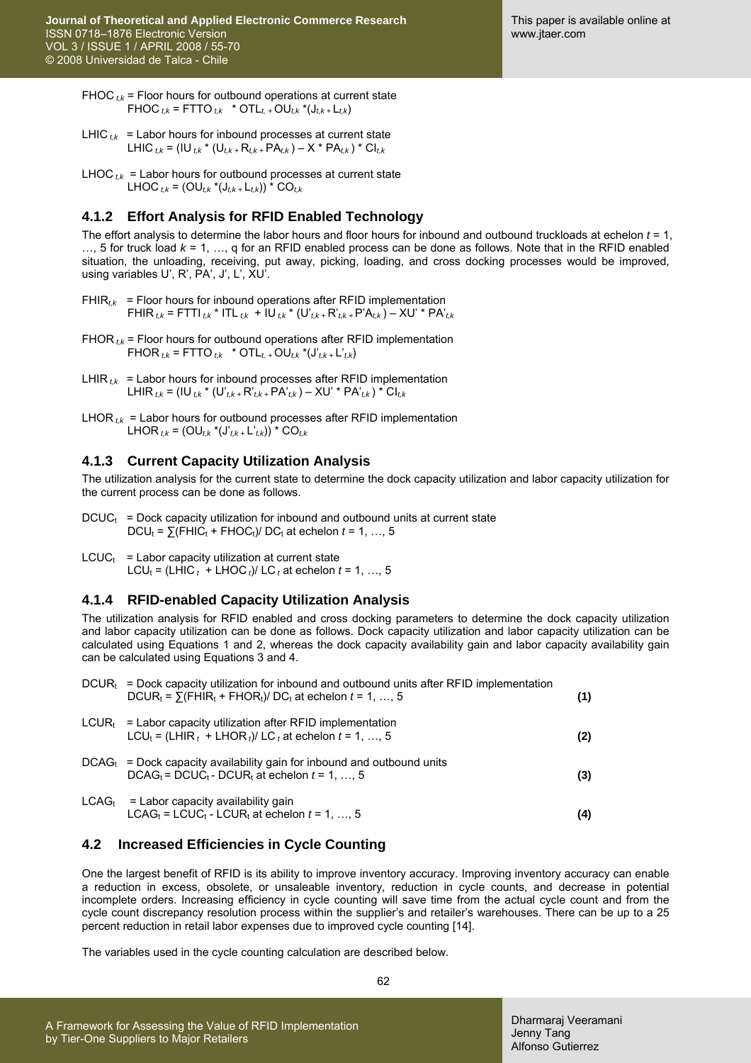$FHOC_{t,k}$ = Floor hours for outbound operations at current state
$FHOC_{t,k} = FTTO_{t,k} * OTL_{t,} + OU_{t,k} *(J_{t,k} + L_{t,k})$

$LHIC_{t,k}$ = Labor hours for inbound processes at current state
$LHIC_{t,k} = (IU_{t,k} * (U_{t,k} + R_{t,k} + PA_{t,k}) - X * PA_{t,k}) * CI_{t,k}$

$LHOC_{t,k}$ = Labor hours for outbound processes at current state
$LHOC_{t,k} = (OU_{t,k} *(J_{t,k} + L_{t,k})) * CO_{t,k}$

### 4.1.2 Effort Analysis for RFID Enabled Technology

The effort analysis to determine the labor hours and floor hours for inbound and outbound truckloads at echelon $t = 1, \ldots, 5$ for truck load $k = 1, \ldots, q$ for an RFID enabled process can be done as follows. Note that in the RFID enabled situation, the unloading, receiving, put away, picking, loading, and cross docking processes would be improved, using variables U', R', PA', J', L', XU'.

$FHIR_{t,k}$ = Floor hours for inbound operations after RFID implementation
$FHIR_{t,k} = FTTI_{t,k} * ITL_{t,k} + IU_{t,k} * (U'_{t,k} + R'_{t,k} + P'A_{t,k}) - XU' * PA'_{t,k}$

$FHOR_{t,k}$ = Floor hours for outbound operations after RFID implementation
$FHOR_{t,k} = FTTO_{t,k} * OTL_{t,} + OU_{t,k} *(J'_{t,k} + L'_{t,k})$

$LHIR_{t,k}$ = Labor hours for inbound processes after RFID implementation
$LHIR_{t,k} = (IU_{t,k} * (U'_{t,k} + R'_{t,k} + PA'_{t,k}) - XU' * PA'_{t,k}) * CI_{t,k}$

$LHOR_{t,k}$ = Labor hours for outbound processes after RFID implementation
$LHOR_{t,k} = (OU_{t,k} *(J'_{t,k} + L'_{t,k})) * CO_{t,k}$

### 4.1.3 Current Capacity Utilization Analysis

The utilization analysis for the current state to determine the dock capacity utilization and labor capacity utilization for the current process can be done as follows.

$DCUC_t$ = Dock capacity utilization for inbound and outbound units at current state
$DCU_t = \sum(FHIC_t + FHOC_t)/ DC_t$ at echelon $t = 1, \ldots, 5$

$LCUC_t$ = Labor capacity utilization at current state
$LCU_t = (LHIC_t + LHOC_t)/ LC_t$ at echelon $t = 1, \ldots, 5$

### 4.1.4 RFID-enabled Capacity Utilization Analysis

The utilization analysis for RFID enabled and cross docking parameters to determine the dock capacity utilization and labor capacity utilization can be done as follows. Dock capacity utilization and labor capacity utilization can be calculated using Equations 1 and 2, whereas the dock capacity availability gain and labor capacity availability gain can be calculated using Equations 3 and 4.

$DCUR_t$ = Dock capacity utilization for inbound and outbound units after RFID implementation
$$DCUR_t = \sum(FHIR_t + FHOR_t)/ DC_t \text{ at echelon } t = 1, \ldots, 5 \quad (1)$$

$LCUR_t$ = Labor capacity utilization after RFID implementation
$$LCU_t = (LHIR_t + LHOR_t)/ LC_t \text{ at echelon } t = 1, \ldots, 5 \quad (2)$$

$DCAG_t$ = Dock capacity availability gain for inbound and outbound units
$$DCAG_t = DCUC_t - DCUR_t \text{ at echelon } t = 1, \ldots, 5 \quad (3)$$

$LCAG_t$ = Labor capacity availability gain
$$LCAG_t = LCUC_t - LCUR_t \text{ at echelon } t = 1, \ldots, 5 \quad (4)$$

## 4.2 Increased Efficiencies in Cycle Counting

One the largest benefit of RFID is its ability to improve inventory accuracy. Improving inventory accuracy can enable a reduction in excess, obsolete, or unsaleable inventory, reduction in cycle counts, and decrease in potential incomplete orders. Increasing efficiency in cycle counting will save time from the actual cycle count and from the cycle count discrepancy resolution process within the supplier's and retailer's warehouses. There can be up to a 25 percent reduction in retail labor expenses due to improved cycle counting [14].

The variables used in the cycle counting calculation are described below.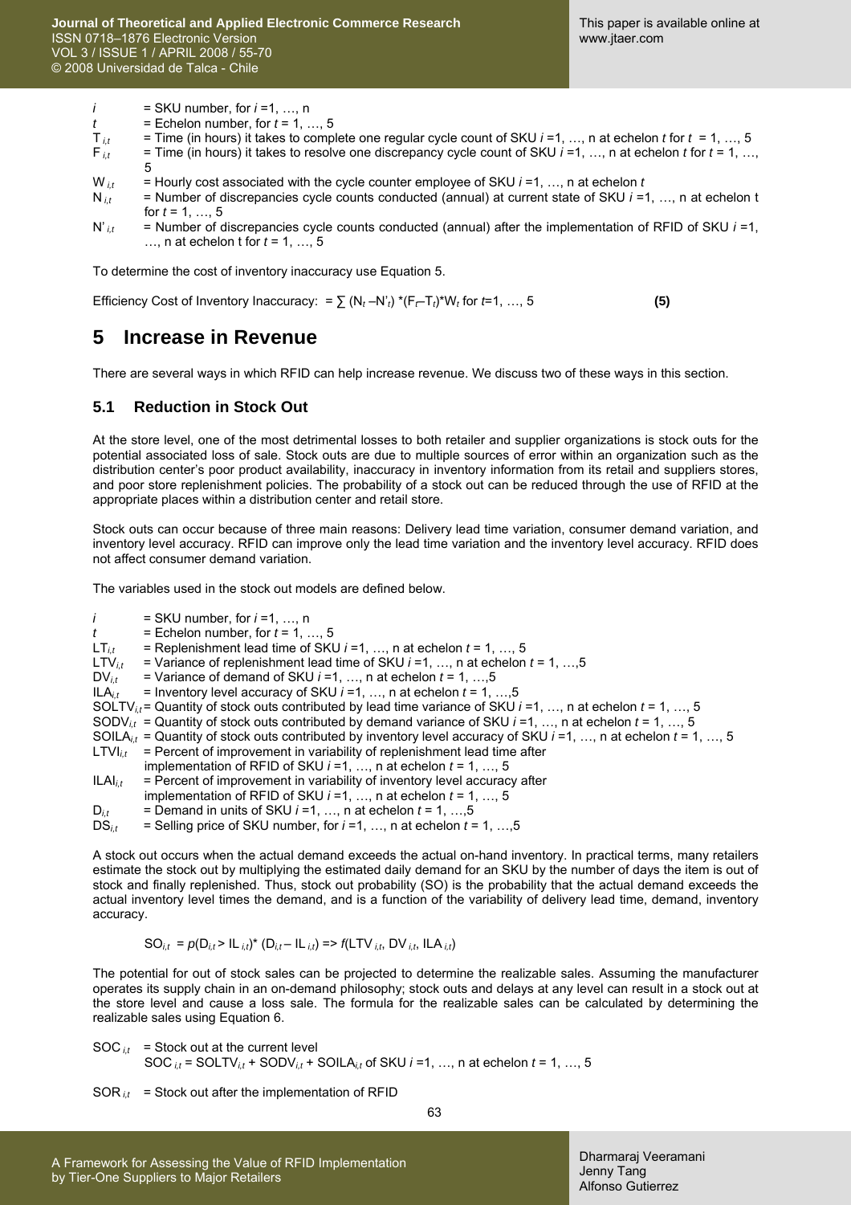$i$ = SKU number, for $i$ =1, …, n

$t$ = Echelon number, for $t$ = 1, …, 5

$T_{i,t}$ = Time (in hours) it takes to complete one regular cycle count of SKU $i$ =1, …, n at echelon $t$ for $t$ = 1, …, 5

$F_{i,t}$ = Time (in hours) it takes to resolve one discrepancy cycle count of SKU $i$ =1, …, n at echelon $t$ for $t$ = 1, …, 5

$W_{i,t}$ = Hourly cost associated with the cycle counter employee of SKU $i$ =1, …, n at echelon $t$

$N_{i,t}$ = Number of discrepancies cycle counts conducted (annual) at current state of SKU $i$ =1, …, n at echelon t for $t$ = 1, …, 5

$N'_{i,t}$ = Number of discrepancies cycle counts conducted (annual) after the implementation of RFID of SKU $i$ =1, …, n at echelon t for $t$ = 1, …, 5

To determine the cost of inventory inaccuracy use Equation 5.

Efficiency Cost of Inventory Inaccuracy: $= \sum (N_t - N'_t) * (F_t - T_t) * W_t$ for $t$=1, …, 5 **(5)**

# 5 Increase in Revenue

There are several ways in which RFID can help increase revenue. We discuss two of these ways in this section.

## 5.1 Reduction in Stock Out

At the store level, one of the most detrimental losses to both retailer and supplier organizations is stock outs for the potential associated loss of sale. Stock outs are due to multiple sources of error within an organization such as the distribution center's poor product availability, inaccuracy in inventory information from its retail and suppliers stores, and poor store replenishment policies. The probability of a stock out can be reduced through the use of RFID at the appropriate places within a distribution center and retail store.

Stock outs can occur because of three main reasons: Delivery lead time variation, consumer demand variation, and inventory level accuracy. RFID can improve only the lead time variation and the inventory level accuracy. RFID does not affect consumer demand variation.

The variables used in the stock out models are defined below.

$i$ = SKU number, for $i$ =1, …, n

$t$ = Echelon number, for $t$ = 1, …, 5

$LT_{i,t}$ = Replenishment lead time of SKU $i$ =1, …, n at echelon $t$ = 1, …, 5

$LTV_{i,t}$ = Variance of replenishment lead time of SKU $i$ =1, …, n at echelon $t$ = 1, …,5

$DV_{i,t}$ = Variance of demand of SKU $i$ =1, …, n at echelon $t$ = 1, …,5

$ILA_{i,t}$ = Inventory level accuracy of SKU $i$ =1, …, n at echelon $t$ = 1, …,5

$SOLTV_{i,t}$ = Quantity of stock outs contributed by lead time variance of SKU $i$ =1, …, n at echelon $t$ = 1, …, 5

$SODV_{i,t}$ = Quantity of stock outs contributed by demand variance of SKU $i$ =1, …, n at echelon $t$ = 1, …, 5

$SOILA_{i,t}$ = Quantity of stock outs contributed by inventory level accuracy of SKU $i$ =1, …, n at echelon $t$ = 1, …, 5

$LTVI_{i,t}$ = Percent of improvement in variability of replenishment lead time after implementation of RFID of SKU $i$ =1, …, n at echelon $t$ = 1, …, 5

$ILAI_{i,t}$ = Percent of improvement in variability of inventory level accuracy after implementation of RFID of SKU $i$ =1, …, n at echelon $t$ = 1, …, 5

$D_{i,t}$ = Demand in units of SKU $i$ =1, …, n at echelon $t$ = 1, …,5

$DS_{i,t}$ = Selling price of SKU number, for $i$ =1, …, n at echelon $t$ = 1, …,5

A stock out occurs when the actual demand exceeds the actual on-hand inventory. In practical terms, many retailers estimate the stock out by multiplying the estimated daily demand for an SKU by the number of days the item is out of stock and finally replenished. Thus, stock out probability (SO) is the probability that the actual demand exceeds the actual inventory level times the demand, and is a function of the variability of delivery lead time, demand, inventory accuracy.

$$SO_{i,t} = p(D_{i,t} > IL_{i,t}) * (D_{i,t} - IL_{i,t}) \Rightarrow f(LTV_{i,t}, DV_{i,t}, ILA_{i,t})$$

The potential for out of stock sales can be projected to determine the realizable sales. Assuming the manufacturer operates its supply chain in an on-demand philosophy; stock outs and delays at any level can result in a stock out at the store level and cause a loss sale. The formula for the realizable sales can be calculated by determining the realizable sales using Equation 6.

$SOC_{i,t}$ = Stock out at the current level

$SOC_{i,t} = SOLTV_{i,t} + SODV_{i,t} + SOILA_{i,t}$ of SKU $i$ =1, …, n at echelon $t$ = 1, …, 5

$SOR_{i,t}$ = Stock out after the implementation of RFID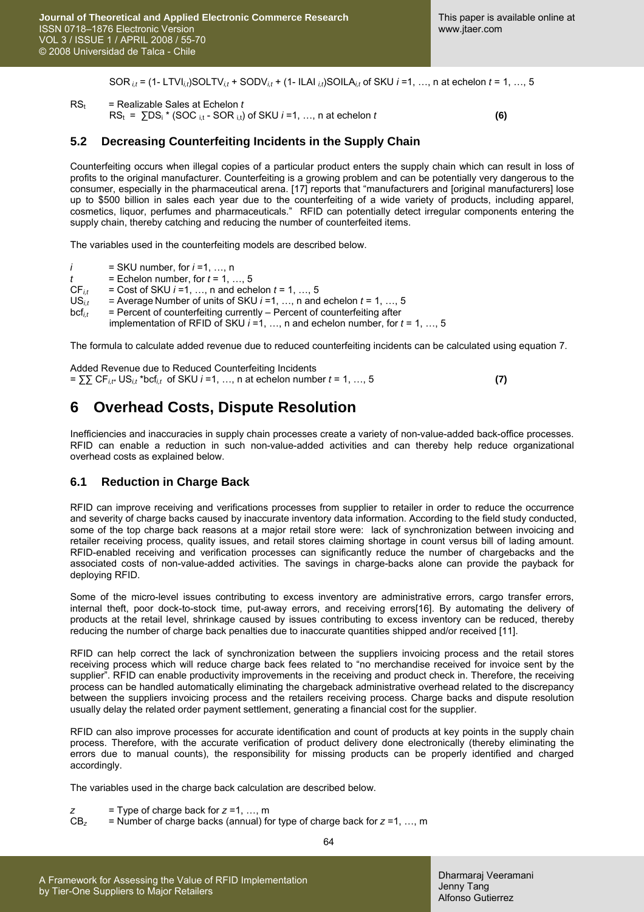$SOR_{i,t} = (1 - LTVI_{i,t})SOLTV_{i,t} + SODV_{i,t} + (1 - ILAI_{i,t})SOILA_{i,t}$ of SKU $i$ =1, …, n at echelon $t$ = 1, …, 5

$RS_t$ = Realizable Sales at Echelon $t$

$$RS_t = \sum DS_i * (SOC_{i,t} - SOR_{i,t}) \text{ of SKU } i = 1, \ldots, n \text{ at echelon } t \quad (6)$$

### 5.2 Decreasing Counterfeiting Incidents in the Supply Chain

Counterfeiting occurs when illegal copies of a particular product enters the supply chain which can result in loss of profits to the original manufacturer. Counterfeiting is a growing problem and can be potentially very dangerous to the consumer, especially in the pharmaceutical arena. [17] reports that "manufacturers and [original manufacturers] lose up to $500 billion in sales each year due to the counterfeiting of a wide variety of products, including apparel, cosmetics, liquor, perfumes and pharmaceuticals." RFID can potentially detect irregular components entering the supply chain, thereby catching and reducing the number of counterfeited items.

The variables used in the counterfeiting models are described below.

- $i$ = SKU number, for $i$ =1, …, n
- $t$ = Echelon number, for $t$ = 1, …, 5
- $CF_{i,t}$ = Cost of SKU $i$ =1, …, n and echelon $t$ = 1, …, 5
- $US_{i,t}$ = Average Number of units of SKU $i$ =1, …, n and echelon $t$ = 1, …, 5
- $bcf_{i,t}$ = Percent of counterfeiting currently – Percent of counterfeiting after implementation of RFID of SKU $i$ =1, …, n and echelon number, for $t$ = 1, …, 5

The formula to calculate added revenue due to reduced counterfeiting incidents can be calculated using equation 7.

Added Revenue due to Reduced Counterfeiting Incidents

$$= \sum\sum CF_{i,t} * US_{i,t} * bcf_{i,t} \text{ of SKU } i = 1, \ldots, n \text{ at echelon number } t = 1, \ldots, 5 \quad (7)$$

## 6 Overhead Costs, Dispute Resolution

Inefficiencies and inaccuracies in supply chain processes create a variety of non-value-added back-office processes. RFID can enable a reduction in such non-value-added activities and can thereby help reduce organizational overhead costs as explained below.

### 6.1 Reduction in Charge Back

RFID can improve receiving and verifications processes from supplier to retailer in order to reduce the occurrence and severity of charge backs caused by inaccurate inventory data information. According to the field study conducted, some of the top charge back reasons at a major retail store were: lack of synchronization between invoicing and retailer receiving process, quality issues, and retail stores claiming shortage in count versus bill of lading amount. RFID-enabled receiving and verification processes can significantly reduce the number of chargebacks and the associated costs of non-value-added activities. The savings in charge-backs alone can provide the payback for deploying RFID.

Some of the micro-level issues contributing to excess inventory are administrative errors, cargo transfer errors, internal theft, poor dock-to-stock time, put-away errors, and receiving errors[16]. By automating the delivery of products at the retail level, shrinkage caused by issues contributing to excess inventory can be reduced, thereby reducing the number of charge back penalties due to inaccurate quantities shipped and/or received [11].

RFID can help correct the lack of synchronization between the suppliers invoicing process and the retail stores receiving process which will reduce charge back fees related to "no merchandise received for invoice sent by the supplier". RFID can enable productivity improvements in the receiving and product check in. Therefore, the receiving process can be handled automatically eliminating the chargeback administrative overhead related to the discrepancy between the suppliers invoicing process and the retailers receiving process. Charge backs and dispute resolution usually delay the related order payment settlement, generating a financial cost for the supplier.

RFID can also improve processes for accurate identification and count of products at key points in the supply chain process. Therefore, with the accurate verification of product delivery done electronically (thereby eliminating the errors due to manual counts), the responsibility for missing products can be properly identified and charged accordingly.

The variables used in the charge back calculation are described below.

- $z$ = Type of charge back for $z$ =1, …, m
- $CB_z$ = Number of charge backs (annual) for type of charge back for $z$ =1, …, m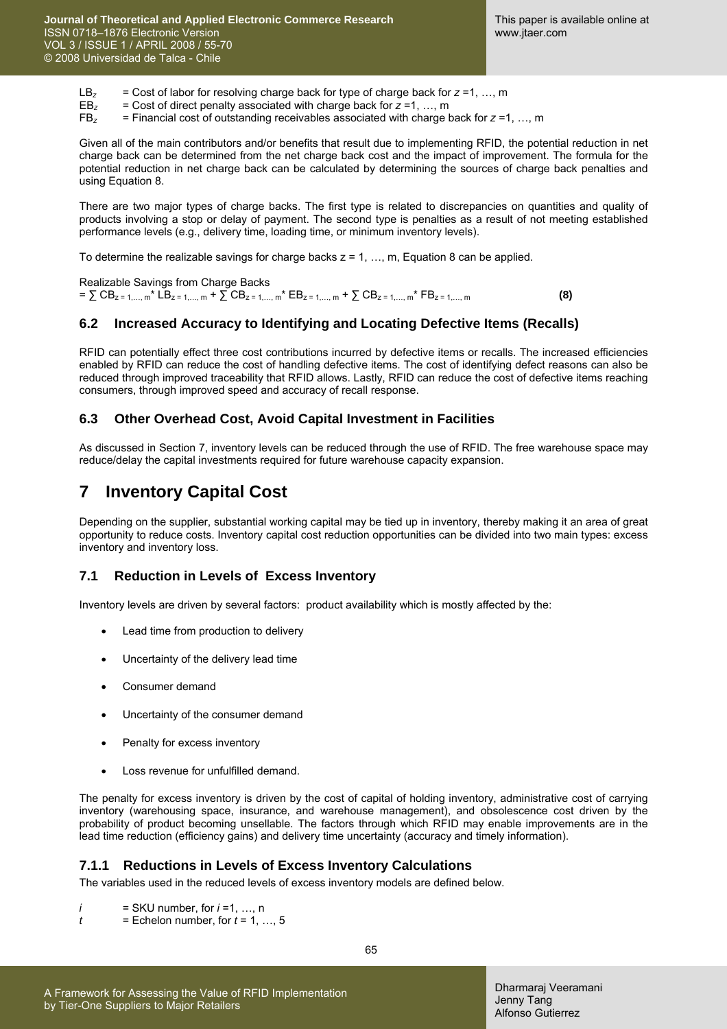$LB_z$ = Cost of labor for resolving charge back for type of charge back for $z$ =1, …, m
$EB_z$ = Cost of direct penalty associated with charge back for $z$ =1, …, m
$FB_z$ = Financial cost of outstanding receivables associated with charge back for $z$ =1, …, m

Given all of the main contributors and/or benefits that result due to implementing RFID, the potential reduction in net charge back can be determined from the net charge back cost and the impact of improvement. The formula for the potential reduction in net charge back can be calculated by determining the sources of charge back penalties and using Equation 8.

There are two major types of charge backs. The first type is related to discrepancies on quantities and quality of products involving a stop or delay of payment. The second type is penalties as a result of not meeting established performance levels (e.g., delivery time, loading time, or minimum inventory levels).

To determine the realizable savings for charge backs z = 1, …, m, Equation 8 can be applied.

Realizable Savings from Charge Backs

$$= \sum CB_{z=1,\ldots,m} * LB_{z=1,\ldots,m} + \sum CB_{z=1,\ldots,m} * EB_{z=1,\ldots,m} + \sum CB_{z=1,\ldots,m} * FB_{z=1,\ldots,m} \quad \textbf{(8)}$$

### 6.2 Increased Accuracy to Identifying and Locating Defective Items (Recalls)

RFID can potentially effect three cost contributions incurred by defective items or recalls. The increased efficiencies enabled by RFID can reduce the cost of handling defective items. The cost of identifying defect reasons can also be reduced through improved traceability that RFID allows. Lastly, RFID can reduce the cost of defective items reaching consumers, through improved speed and accuracy of recall response.

### 6.3 Other Overhead Cost, Avoid Capital Investment in Facilities

As discussed in Section 7, inventory levels can be reduced through the use of RFID. The free warehouse space may reduce/delay the capital investments required for future warehouse capacity expansion.

## 7 Inventory Capital Cost

Depending on the supplier, substantial working capital may be tied up in inventory, thereby making it an area of great opportunity to reduce costs. Inventory capital cost reduction opportunities can be divided into two main types: excess inventory and inventory loss.

### 7.1 Reduction in Levels of Excess Inventory

Inventory levels are driven by several factors: product availability which is mostly affected by the:

- Lead time from production to delivery
- Uncertainty of the delivery lead time
- Consumer demand
- Uncertainty of the consumer demand
- Penalty for excess inventory
- Loss revenue for unfulfilled demand.

The penalty for excess inventory is driven by the cost of capital of holding inventory, administrative cost of carrying inventory (warehousing space, insurance, and warehouse management), and obsolescence cost driven by the probability of product becoming unsellable. The factors through which RFID may enable improvements are in the lead time reduction (efficiency gains) and delivery time uncertainty (accuracy and timely information).

#### 7.1.1 Reductions in Levels of Excess Inventory Calculations

The variables used in the reduced levels of excess inventory models are defined below.

$i$ = SKU number, for $i$ =1, …, n
$t$ = Echelon number, for $t$ = 1, …, 5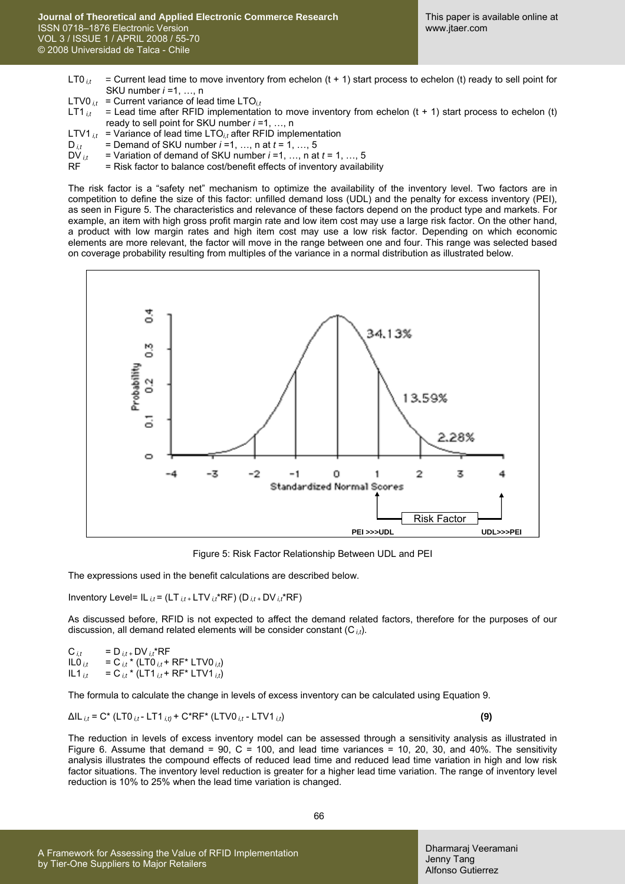$LT0_{i,t}$ = Current lead time to move inventory from echelon (t + 1) start process to echelon (t) ready to sell point for SKU number $i$ =1, …, n

$LTV0_{i,t}$ = Current variance of lead time $LTO_{i,t}$

$LT1_{i,t}$ = Lead time after RFID implementation to move inventory from echelon (t + 1) start process to echelon (t) ready to sell point for SKU number $i$ =1, …, n

$LTV1_{i,t}$ = Variance of lead time $LTO_{i,t}$ after RFID implementation

$D_{i,t}$ = Demand of SKU number $i$ =1, …, n at $t$ = 1, …, 5

$DV_{i,t}$ = Variation of demand of SKU number $i$ =1, …, n at $t$ = 1, …, 5

RF = Risk factor to balance cost/benefit effects of inventory availability

The risk factor is a "safety net" mechanism to optimize the availability of the inventory level. Two factors are in competition to define the size of this factor: unfilled demand loss (UDL) and the penalty for excess inventory (PEI), as seen in Figure 5. The characteristics and relevance of these factors depend on the product type and markets. For example, an item with high gross profit margin rate and low item cost may use a large risk factor. On the other hand, a product with low margin rates and high item cost may use a low risk factor. Depending on which economic elements are more relevant, the factor will move in the range between one and four. This range was selected based on coverage probability resulting from multiples of the variance in a normal distribution as illustrated below.

Figure 5: Risk Factor Relationship Between UDL and PEI

The expressions used in the benefit calculations are described below.

Inventory Level= $IL_{i,t} = (LT_{i,t} + LTV_{i,t}*RF)\ (D_{i,t} + DV_{i,t}*RF)$

As discussed before, RFID is not expected to affect the demand related factors, therefore for the purposes of our discussion, all demand related elements will be consider constant ($C_{i,t}$).

$C_{i,t} = D_{i,t} + DV_{i,t}*RF$

$IL0_{i,t} = C_{i,t} * (LT0_{i,t} + RF* LTV0_{i,t})$

$IL1_{i,t} = C_{i,t} * (LT1_{i,t} + RF* LTV1_{i,t})$

The formula to calculate the change in levels of excess inventory can be calculated using Equation 9.

$$\Delta IL_{i,t} = C* (LT0_{i,t} - LT1_{i,t}) + C*RF* (LTV0_{i,t} - LTV1_{i,t}) \quad \textbf{(9)}$$

The reduction in levels of excess inventory model can be assessed through a sensitivity analysis as illustrated in Figure 6. Assume that demand = 90, C = 100, and lead time variances = 10, 20, 30, and 40%. The sensitivity analysis illustrates the compound effects of reduced lead time and reduced lead time variation in high and low risk factor situations. The inventory level reduction is greater for a higher lead time variation. The range of inventory level reduction is 10% to 25% when the lead time variation is changed.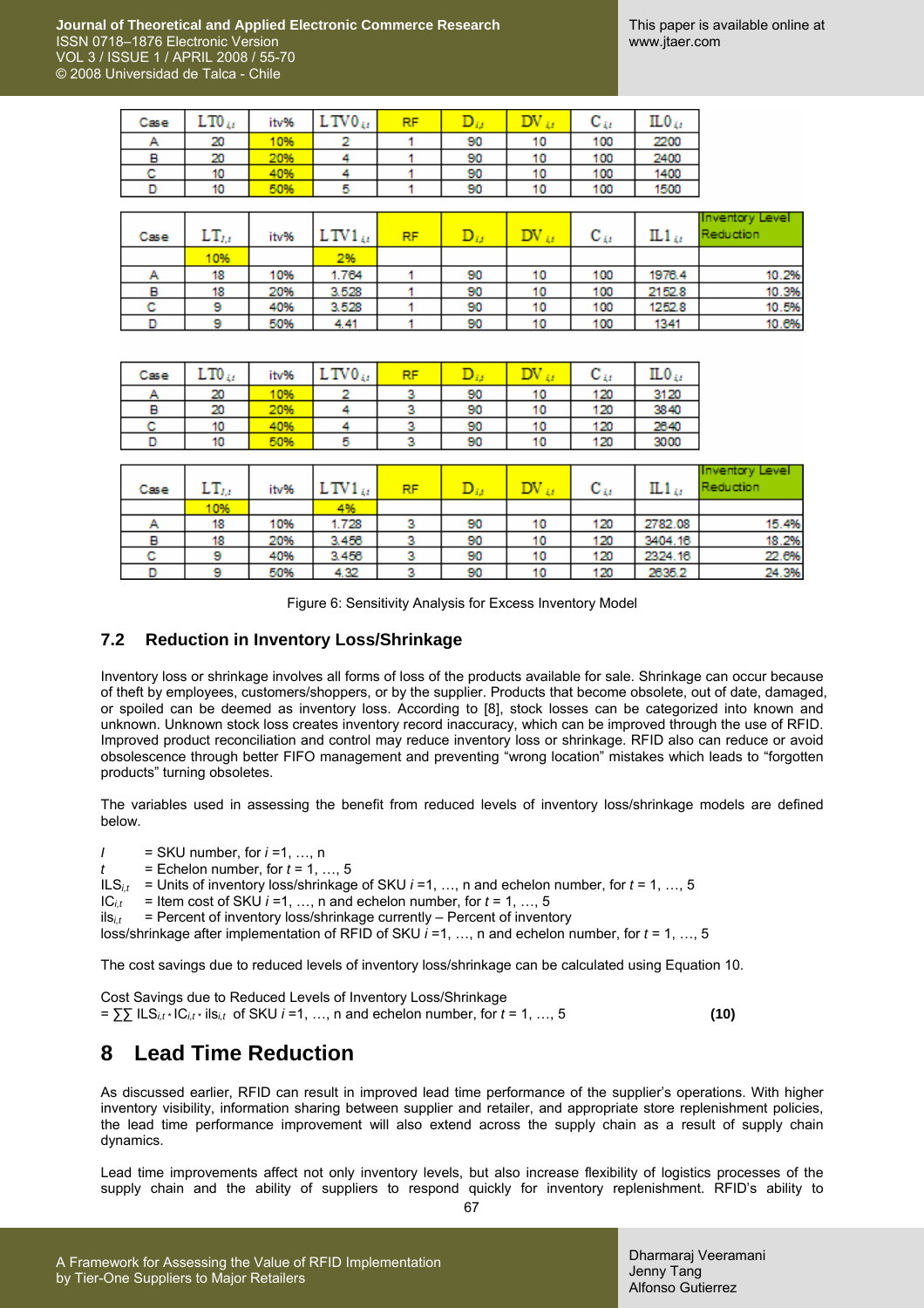| Case | $LT0_{i,t}$ | itv% | $LTV0_{i,t}$ | RF | $D_{i,t}$ | $DV_{i,t}$ | $C_{i,t}$ | $IL0_{i,t}$ |
|---|---|---|---|---|---|---|---|---|
| A | 20 | 10% | 2 | 1 | 90 | 10 | 100 | 2200 |
| B | 20 | 20% | 4 | 1 | 90 | 10 | 100 | 2400 |
| C | 10 | 40% | 4 | 1 | 90 | 10 | 100 | 1400 |
| D | 10 | 50% | 5 | 1 | 90 | 10 | 100 | 1500 |

| Case | $LT_{1,t}$ | itv% | $LTV1_{i,t}$ | RF | $D_{i,t}$ | $DV_{i,t}$ | $C_{i,t}$ | $IL1_{i,t}$ | Inventory Level Reduction |
|---|---|---|---|---|---|---|---|---|---|
| | 10% | | 2% | | | | | | |
| A | 18 | 10% | 1.764 | 1 | 90 | 10 | 100 | 1976.4 | 10.2% |
| B | 18 | 20% | 3.528 | 1 | 90 | 10 | 100 | 2152.8 | 10.3% |
| C | 9 | 40% | 3.528 | 1 | 90 | 10 | 100 | 1252.8 | 10.5% |
| D | 9 | 50% | 4.41 | 1 | 90 | 10 | 100 | 1341 | 10.6% |

| Case | $LT0_{i,t}$ | itv% | $LTV0_{i,t}$ | RF | $D_{i,t}$ | $DV_{i,t}$ | $C_{i,t}$ | $IL0_{i,t}$ |
|---|---|---|---|---|---|---|---|---|
| A | 20 | 10% | 2 | 3 | 90 | 10 | 120 | 3120 |
| B | 20 | 20% | 4 | 3 | 90 | 10 | 120 | 3840 |
| C | 10 | 40% | 4 | 3 | 90 | 10 | 120 | 2640 |
| D | 10 | 50% | 5 | 3 | 90 | 10 | 120 | 3000 |

| Case | $LT_{1,t}$ | itv% | $LTV1_{i,t}$ | RF | $D_{i,t}$ | $DV_{i,t}$ | $C_{i,t}$ | $IL1_{i,t}$ | Inventory Level Reduction |
|---|---|---|---|---|---|---|---|---|---|
| | 10% | | 4% | | | | | | |
| A | 18 | 10% | 1.728 | 3 | 90 | 10 | 120 | 2782.08 | 15.4% |
| B | 18 | 20% | 3.456 | 3 | 90 | 10 | 120 | 3404.16 | 18.2% |
| C | 9 | 40% | 3.456 | 3 | 90 | 10 | 120 | 2324.16 | 22.6% |
| D | 9 | 50% | 4.32 | 3 | 90 | 10 | 120 | 2635.2 | 24.3% |

Figure 6: Sensitivity Analysis for Excess Inventory Model

### 7.2 Reduction in Inventory Loss/Shrinkage

Inventory loss or shrinkage involves all forms of loss of the products available for sale. Shrinkage can occur because of theft by employees, customers/shoppers, or by the supplier. Products that become obsolete, out of date, damaged, or spoiled can be deemed as inventory loss. According to [8], stock losses can be categorized into known and unknown. Unknown stock loss creates inventory record inaccuracy, which can be improved through the use of RFID. Improved product reconciliation and control may reduce inventory loss or shrinkage. RFID also can reduce or avoid obsolescence through better FIFO management and preventing "wrong location" mistakes which leads to "forgotten products" turning obsoletes.

The variables used in assessing the benefit from reduced levels of inventory loss/shrinkage models are defined below.

$I$ = SKU number, for $i$ =1, …, n
$t$ = Echelon number, for $t$ = 1, …, 5
$ILS_{i,t}$ = Units of inventory loss/shrinkage of SKU $i$ =1, …, n and echelon number, for $t$ = 1, …, 5
$IC_{i,t}$ = Item cost of SKU $i$ =1, …, n and echelon number, for $t$ = 1, …, 5
$ils_{i,t}$ = Percent of inventory loss/shrinkage currently – Percent of inventory loss/shrinkage after implementation of RFID of SKU $i$ =1, …, n and echelon number, for $t$ = 1, …, 5

The cost savings due to reduced levels of inventory loss/shrinkage can be calculated using Equation 10.

Cost Savings due to Reduced Levels of Inventory Loss/Shrinkage
$= \sum\sum ILS_{i,t} * IC_{i,t} * ils_{i,t}$ of SKU $i$ =1, …, n and echelon number, for $t$ = 1, …, 5 **(10)**

# 8 Lead Time Reduction

As discussed earlier, RFID can result in improved lead time performance of the supplier's operations. With higher inventory visibility, information sharing between supplier and retailer, and appropriate store replenishment policies, the lead time performance improvement will also extend across the supply chain as a result of supply chain dynamics.

Lead time improvements affect not only inventory levels, but also increase flexibility of logistics processes of the supply chain and the ability of suppliers to respond quickly for inventory replenishment. RFID's ability to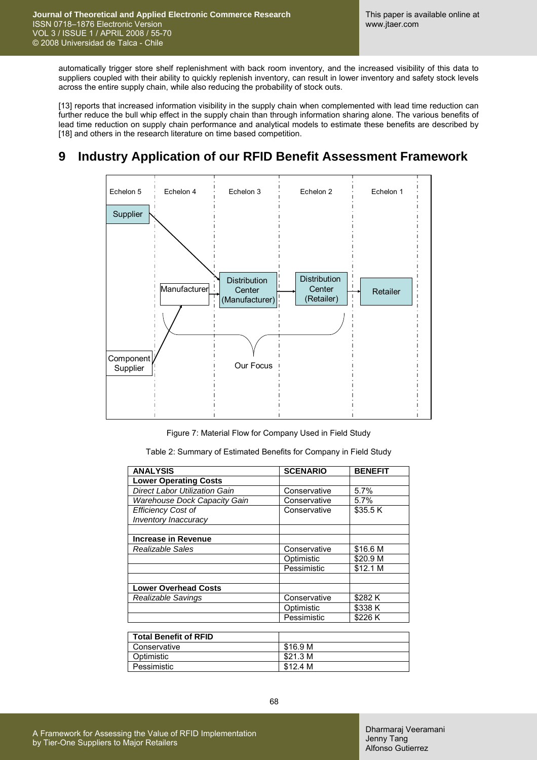automatically trigger store shelf replenishment with back room inventory, and the increased visibility of this data to suppliers coupled with their ability to quickly replenish inventory, can result in lower inventory and safety stock levels across the entire supply chain, while also reducing the probability of stock outs.

[13] reports that increased information visibility in the supply chain when complemented with lead time reduction can further reduce the bull whip effect in the supply chain than through information sharing alone. The various benefits of lead time reduction on supply chain performance and analytical models to estimate these benefits are described by [18] and others in the research literature on time based competition.

# 9 Industry Application of our RFID Benefit Assessment Framework

Figure 7: Material Flow for Company Used in Field Study

Table 2: Summary of Estimated Benefits for Company in Field Study

| ANALYSIS | SCENARIO | BENEFIT |
|---|---|---|
| **Lower Operating Costs** | | |
| *Direct Labor Utilization Gain* | Conservative | 5.7% |
| *Warehouse Dock Capacity Gain* | Conservative | 5.7% |
| *Efficiency Cost of Inventory Inaccuracy* | Conservative | $35.5 K |
| | | |
| **Increase in Revenue** | | |
| *Realizable Sales* | Conservative | $16.6 M |
| | Optimistic | $20.9 M |
| | Pessimistic | $12.1 M |
| | | |
| **Lower Overhead Costs** | | |
| *Realizable Savings* | Conservative | $282 K |
| | Optimistic | $338 K |
| | Pessimistic | $226 K |

| Total Benefit of RFID | |
|---|---|
| Conservative | $16.9 M |
| Optimistic | $21.3 M |
| Pessimistic | $12.4 M |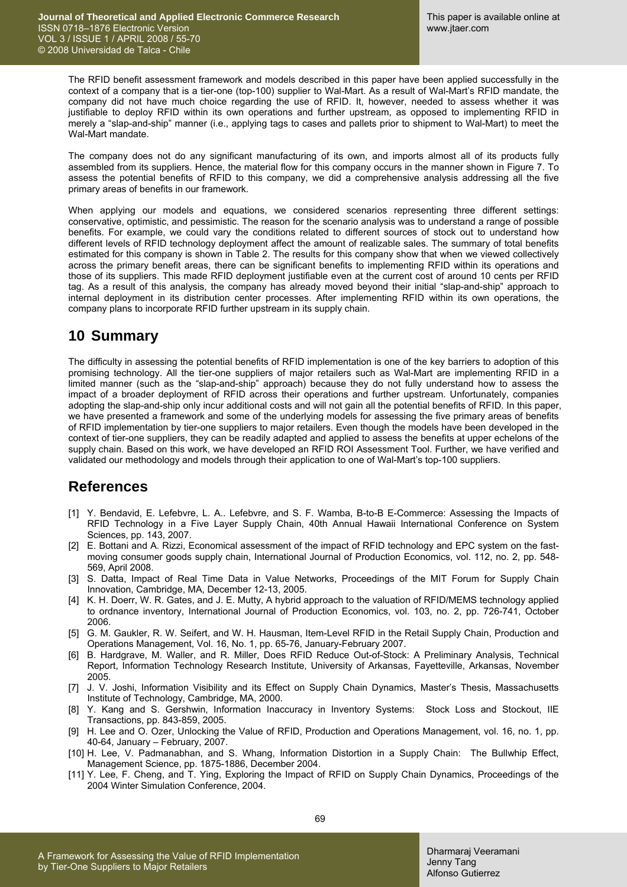The RFID benefit assessment framework and models described in this paper have been applied successfully in the context of a company that is a tier-one (top-100) supplier to Wal-Mart. As a result of Wal-Mart's RFID mandate, the company did not have much choice regarding the use of RFID. It, however, needed to assess whether it was justifiable to deploy RFID within its own operations and further upstream, as opposed to implementing RFID in merely a "slap-and-ship" manner (i.e., applying tags to cases and pallets prior to shipment to Wal-Mart) to meet the Wal-Mart mandate.

The company does not do any significant manufacturing of its own, and imports almost all of its products fully assembled from its suppliers. Hence, the material flow for this company occurs in the manner shown in Figure 7. To assess the potential benefits of RFID to this company, we did a comprehensive analysis addressing all the five primary areas of benefits in our framework.

When applying our models and equations, we considered scenarios representing three different settings: conservative, optimistic, and pessimistic. The reason for the scenario analysis was to understand a range of possible benefits. For example, we could vary the conditions related to different sources of stock out to understand how different levels of RFID technology deployment affect the amount of realizable sales. The summary of total benefits estimated for this company is shown in Table 2. The results for this company show that when we viewed collectively across the primary benefit areas, there can be significant benefits to implementing RFID within its operations and those of its suppliers. This made RFID deployment justifiable even at the current cost of around 10 cents per RFID tag. As a result of this analysis, the company has already moved beyond their initial "slap-and-ship" approach to internal deployment in its distribution center processes. After implementing RFID within its own operations, the company plans to incorporate RFID further upstream in its supply chain.

## 10 Summary

The difficulty in assessing the potential benefits of RFID implementation is one of the key barriers to adoption of this promising technology. All the tier-one suppliers of major retailers such as Wal-Mart are implementing RFID in a limited manner (such as the "slap-and-ship" approach) because they do not fully understand how to assess the impact of a broader deployment of RFID across their operations and further upstream. Unfortunately, companies adopting the slap-and-ship only incur additional costs and will not gain all the potential benefits of RFID. In this paper, we have presented a framework and some of the underlying models for assessing the five primary areas of benefits of RFID implementation by tier-one suppliers to major retailers. Even though the models have been developed in the context of tier-one suppliers, they can be readily adapted and applied to assess the benefits at upper echelons of the supply chain. Based on this work, we have developed an RFID ROI Assessment Tool. Further, we have verified and validated our methodology and models through their application to one of Wal-Mart's top-100 suppliers.

## References

[1] Y. Bendavid, E. Lefebvre, L. A.. Lefebvre, and S. F. Wamba, B-to-B E-Commerce: Assessing the Impacts of RFID Technology in a Five Layer Supply Chain, 40th Annual Hawaii International Conference on System Sciences, pp. 143, 2007.

[2] E. Bottani and A. Rizzi, Economical assessment of the impact of RFID technology and EPC system on the fast-moving consumer goods supply chain, International Journal of Production Economics, vol. 112, no. 2, pp. 548-569, April 2008.

[3] S. Datta, Impact of Real Time Data in Value Networks, Proceedings of the MIT Forum for Supply Chain Innovation, Cambridge, MA, December 12-13, 2005.

[4] K. H. Doerr, W. R. Gates, and J. E. Mutty, A hybrid approach to the valuation of RFID/MEMS technology applied to ordnance inventory, International Journal of Production Economics, vol. 103, no. 2, pp. 726-741, October 2006.

[5] G. M. Gaukler, R. W. Seifert, and W. H. Hausman, Item-Level RFID in the Retail Supply Chain, Production and Operations Management, Vol. 16, No. 1, pp. 65-76, January-February 2007.

[6] B. Hardgrave, M. Waller, and R. Miller, Does RFID Reduce Out-of-Stock: A Preliminary Analysis, Technical Report, Information Technology Research Institute, University of Arkansas, Fayetteville, Arkansas, November 2005.

[7] J. V. Joshi, Information Visibility and its Effect on Supply Chain Dynamics, Master's Thesis, Massachusetts Institute of Technology, Cambridge, MA, 2000.

[8] Y. Kang and S. Gershwin, Information Inaccuracy in Inventory Systems: Stock Loss and Stockout, IIE Transactions, pp. 843-859, 2005.

[9] H. Lee and O. Ozer, Unlocking the Value of RFID, Production and Operations Management, vol. 16, no. 1, pp. 40-64, January – February, 2007.

[10] H. Lee, V. Padmanabhan, and S. Whang, Information Distortion in a Supply Chain: The Bullwhip Effect, Management Science, pp. 1875-1886, December 2004.

[11] Y. Lee, F. Cheng, and T. Ying, Exploring the Impact of RFID on Supply Chain Dynamics, Proceedings of the 2004 Winter Simulation Conference, 2004.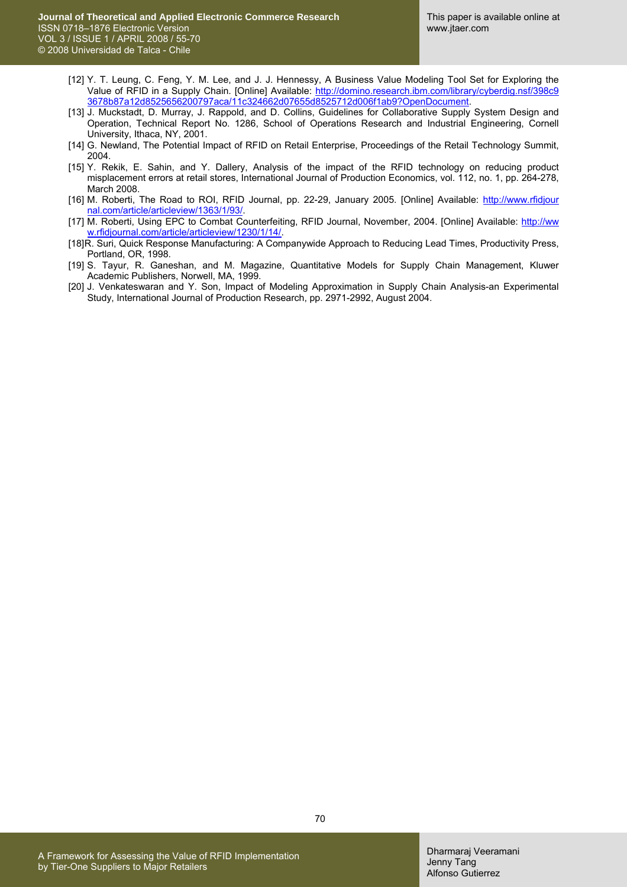[12] Y. T. Leung, C. Feng, Y. M. Lee, and J. J. Hennessy, A Business Value Modeling Tool Set for Exploring the Value of RFID in a Supply Chain. [Online] Available: http://domino.research.ibm.com/library/cyberdig.nsf/398c93678b87a12d8525656200797aca/11c324662d07655d8525712d006f1ab9?OpenDocument.

[13] J. Muckstadt, D. Murray, J. Rappold, and D. Collins, Guidelines for Collaborative Supply System Design and Operation, Technical Report No. 1286, School of Operations Research and Industrial Engineering, Cornell University, Ithaca, NY, 2001.

[14] G. Newland, The Potential Impact of RFID on Retail Enterprise, Proceedings of the Retail Technology Summit, 2004.

[15] Y. Rekik, E. Sahin, and Y. Dallery, Analysis of the impact of the RFID technology on reducing product misplacement errors at retail stores, International Journal of Production Economics, vol. 112, no. 1, pp. 264-278, March 2008.

[16] M. Roberti, The Road to ROI, RFID Journal, pp. 22-29, January 2005. [Online] Available: http://www.rfidjournal.com/article/articleview/1363/1/93/.

[17] M. Roberti, Using EPC to Combat Counterfeiting, RFID Journal, November, 2004. [Online] Available: http://www.rfidjournal.com/article/articleview/1230/1/14/.

[18] R. Suri, Quick Response Manufacturing: A Companywide Approach to Reducing Lead Times, Productivity Press, Portland, OR, 1998.

[19] S. Tayur, R. Ganeshan, and M. Magazine, Quantitative Models for Supply Chain Management, Kluwer Academic Publishers, Norwell, MA, 1999.

[20] J. Venkateswaran and Y. Son, Impact of Modeling Approximation in Supply Chain Analysis-an Experimental Study, International Journal of Production Research, pp. 2971-2992, August 2004.